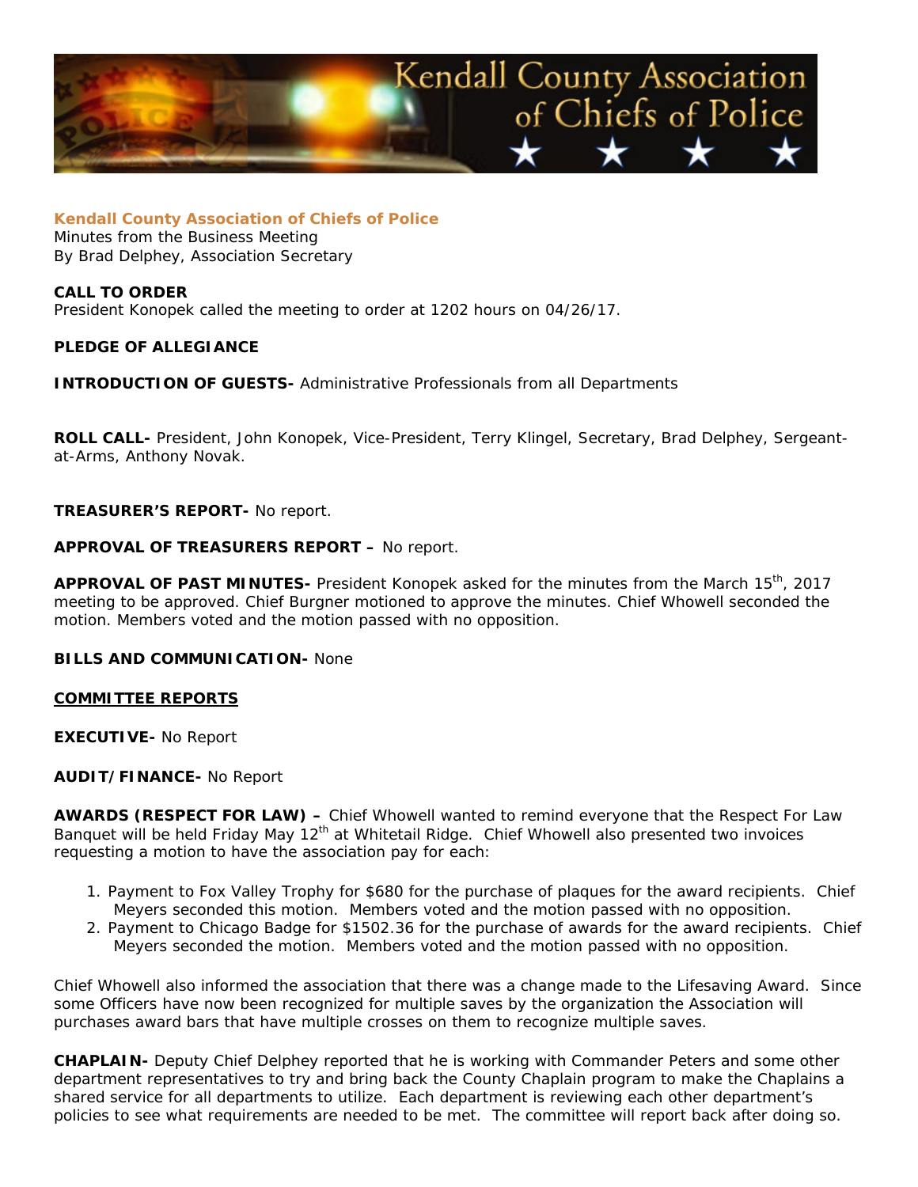**Kendall County Association of Chiefs of Police**
Minutes from the Business Meeting
By Brad Delphey, Association Secretary

**CALL TO ORDER**
President Konopek called the meeting to order at 1202 hours on 04/26/17.

**PLEDGE OF ALLEGIANCE**

**INTRODUCTION OF GUESTS-** Administrative Professionals from all Departments

**ROLL CALL-** President, John Konopek, Vice-President, Terry Klingel, Secretary, Brad Delphey, Sergeant-at-Arms, Anthony Novak.

**TREASURER'S REPORT-** No report.

**APPROVAL OF TREASURERS REPORT –** No report.

**APPROVAL OF PAST MINUTES-** President Konopek asked for the minutes from the March 15th, 2017 meeting to be approved. Chief Burgner motioned to approve the minutes. Chief Whowell seconded the motion. Members voted and the motion passed with no opposition.

**BILLS AND COMMUNICATION-** None

**COMMITTEE REPORTS**

**EXECUTIVE-** No Report

**AUDIT/FINANCE-** No Report

**AWARDS (RESPECT FOR LAW) –** Chief Whowell wanted to remind everyone that the Respect For Law Banquet will be held Friday May 12th at Whitetail Ridge. Chief Whowell also presented two invoices requesting a motion to have the association pay for each:

1. Payment to Fox Valley Trophy for $680 for the purchase of plaques for the award recipients. Chief Meyers seconded this motion. Members voted and the motion passed with no opposition.
2. Payment to Chicago Badge for $1502.36 for the purchase of awards for the award recipients. Chief Meyers seconded the motion. Members voted and the motion passed with no opposition.

Chief Whowell also informed the association that there was a change made to the Lifesaving Award. Since some Officers have now been recognized for multiple saves by the organization the Association will purchases award bars that have multiple crosses on them to recognize multiple saves.

**CHAPLAIN-** Deputy Chief Delphey reported that he is working with Commander Peters and some other department representatives to try and bring back the County Chaplain program to make the Chaplains a shared service for all departments to utilize. Each department is reviewing each other department's policies to see what requirements are needed to be met. The committee will report back after doing so.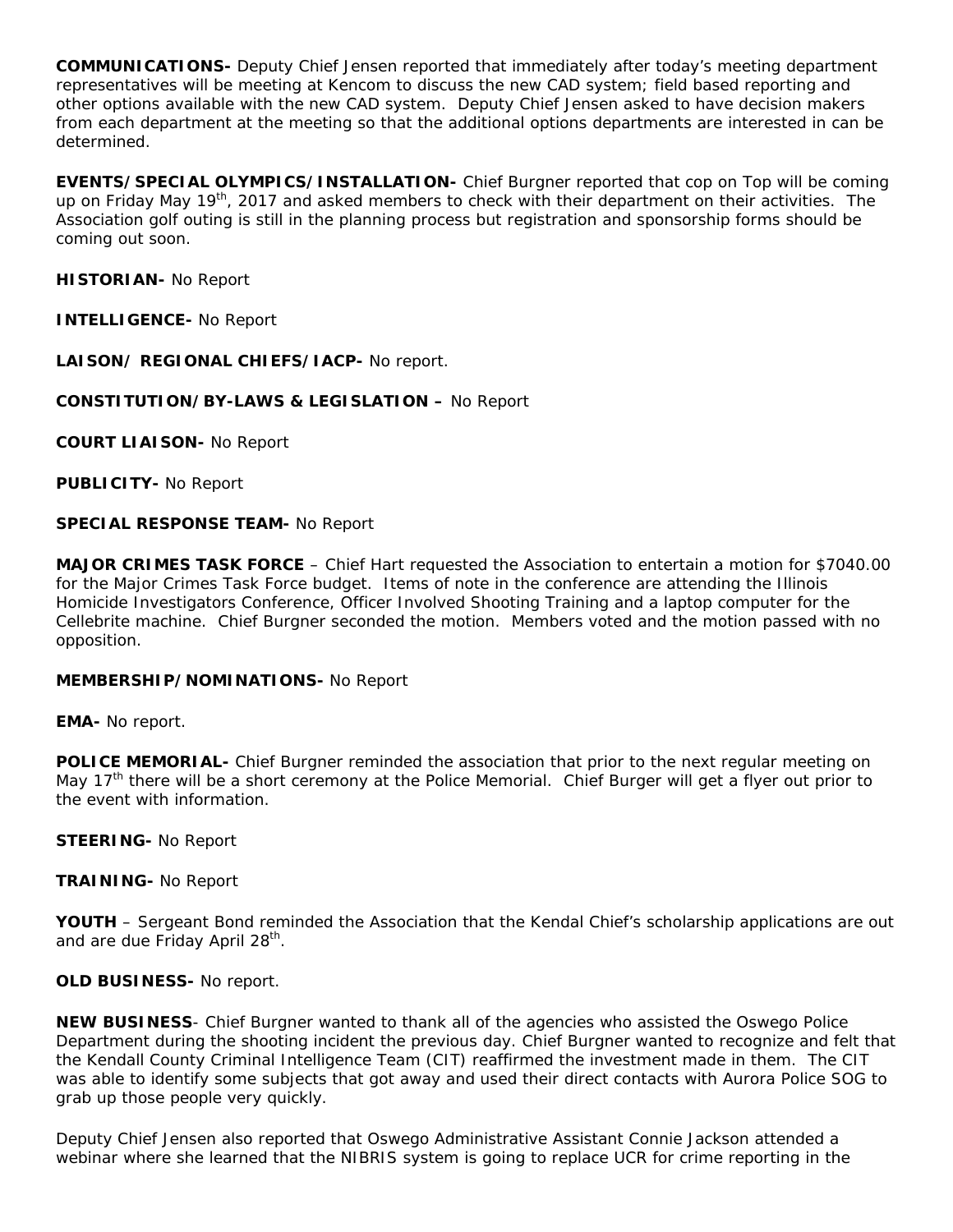**COMMUNICATIONS-** Deputy Chief Jensen reported that immediately after today's meeting department representatives will be meeting at Kencom to discuss the new CAD system; field based reporting and other options available with the new CAD system. Deputy Chief Jensen asked to have decision makers from each department at the meeting so that the additional options departments are interested in can be determined.

**EVENTS/SPECIAL OLYMPICS/INSTALLATION-** Chief Burgner reported that cop on Top will be coming up on Friday May 19th, 2017 and asked members to check with their department on their activities. The Association golf outing is still in the planning process but registration and sponsorship forms should be coming out soon.

**HISTORIAN-** No Report

**INTELLIGENCE-** No Report

**LAISON/ REGIONAL CHIEFS/IACP-** No report.

**CONSTITUTION/BY-LAWS & LEGISLATION –** No Report

**COURT LIAISON-** No Report

**PUBLICITY-** No Report

**SPECIAL RESPONSE TEAM-** No Report

**MAJOR CRIMES TASK FORCE** – Chief Hart requested the Association to entertain a motion for $7040.00 for the Major Crimes Task Force budget. Items of note in the conference are attending the Illinois Homicide Investigators Conference, Officer Involved Shooting Training and a laptop computer for the Cellebrite machine. Chief Burgner seconded the motion. Members voted and the motion passed with no opposition.

**MEMBERSHIP/NOMINATIONS-** No Report

**EMA-** No report.

**POLICE MEMORIAL-** Chief Burgner reminded the association that prior to the next regular meeting on May 17th there will be a short ceremony at the Police Memorial. Chief Burger will get a flyer out prior to the event with information.

**STEERING-** No Report

**TRAINING-** No Report

**YOUTH** – Sergeant Bond reminded the Association that the Kendal Chief's scholarship applications are out and are due Friday April 28th.

**OLD BUSINESS-** No report.

**NEW BUSINESS**- Chief Burgner wanted to thank all of the agencies who assisted the Oswego Police Department during the shooting incident the previous day. Chief Burgner wanted to recognize and felt that the Kendall County Criminal Intelligence Team (CIT) reaffirmed the investment made in them. The CIT was able to identify some subjects that got away and used their direct contacts with Aurora Police SOG to grab up those people very quickly.

Deputy Chief Jensen also reported that Oswego Administrative Assistant Connie Jackson attended a webinar where she learned that the NIBRIS system is going to replace UCR for crime reporting in the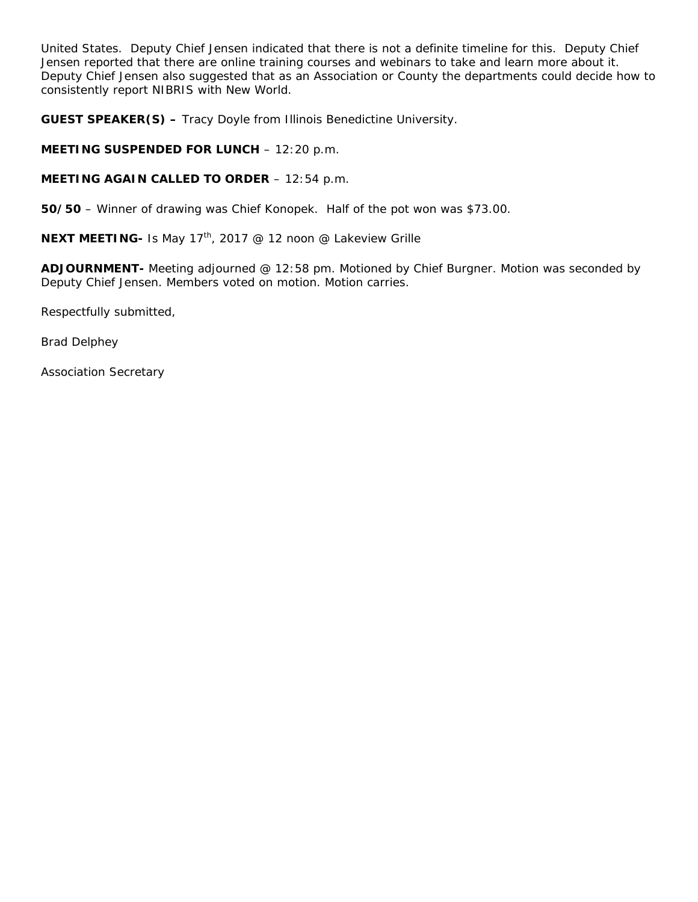United States. Deputy Chief Jensen indicated that there is not a definite timeline for this. Deputy Chief Jensen reported that there are online training courses and webinars to take and learn more about it. Deputy Chief Jensen also suggested that as an Association or County the departments could decide how to consistently report NIBRIS with New World.

**GUEST SPEAKER(S) –** Tracy Doyle from Illinois Benedictine University.

**MEETING SUSPENDED FOR LUNCH** – 12:20 p.m.

**MEETING AGAIN CALLED TO ORDER** – 12:54 p.m.

**50/50** – Winner of drawing was Chief Konopek. Half of the pot won was $73.00.

**NEXT MEETING-** Is May 17th, 2017 @ 12 noon @ Lakeview Grille

**ADJOURNMENT-** Meeting adjourned @ 12:58 pm. Motioned by Chief Burgner. Motion was seconded by Deputy Chief Jensen. Members voted on motion. Motion carries.

Respectfully submitted,

Brad Delphey

Association Secretary